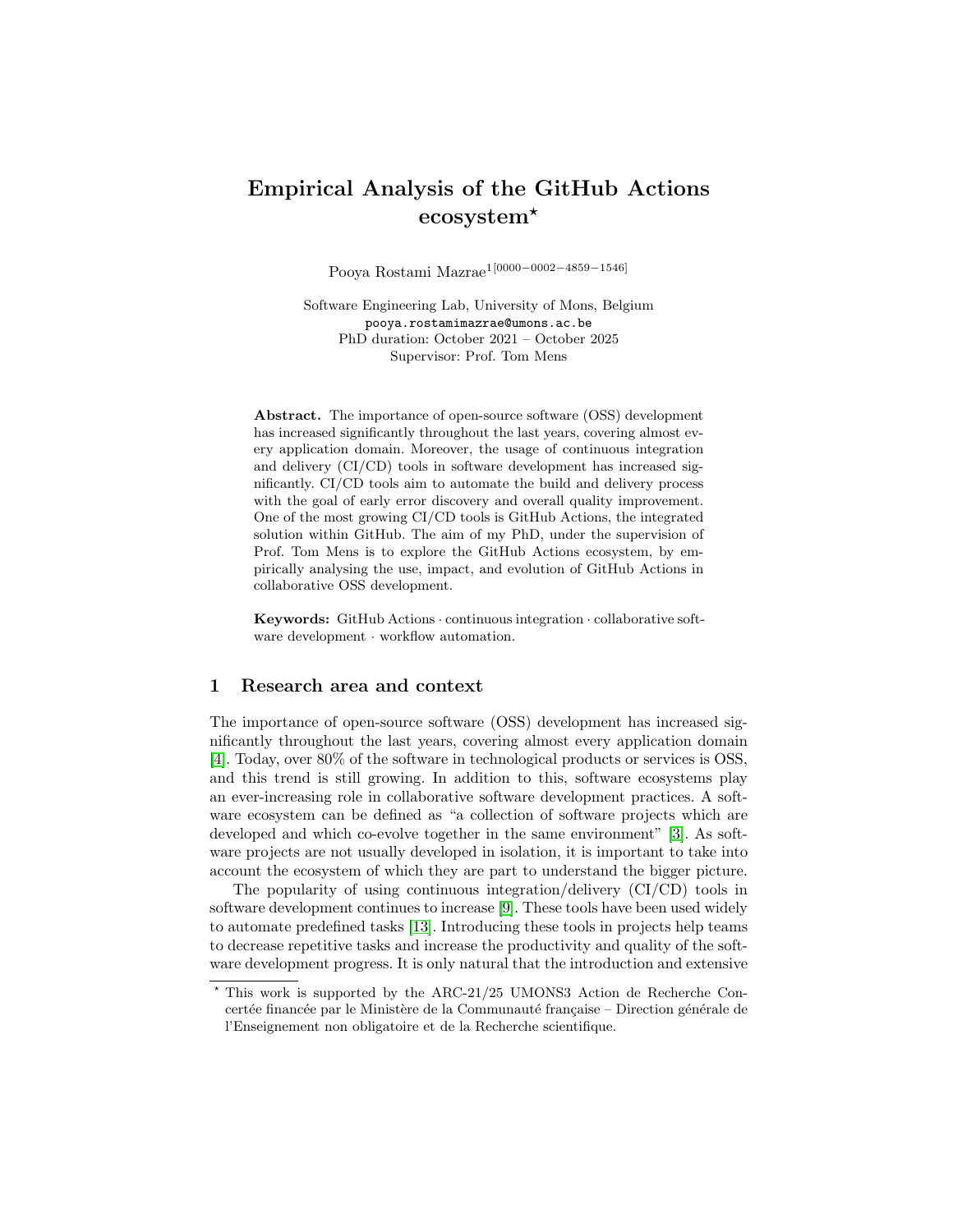# Empirical Analysis of the GitHub Actions ecosystem*

Pooya Rostami Mazrae[1[0000−0002−4859−1546]]

Software Engineering Lab, University of Mons, Belgium
pooya.rostamimazrae@umons.ac.be
PhD duration: October 2021 – October 2025
Supervisor: Prof. Tom Mens

**Abstract.** The importance of open-source software (OSS) development has increased significantly throughout the last years, covering almost every application domain. Moreover, the usage of continuous integration and delivery (CI/CD) tools in software development has increased significantly. CI/CD tools aim to automate the build and delivery process with the goal of early error discovery and overall quality improvement. One of the most growing CI/CD tools is GitHub Actions, the integrated solution within GitHub. The aim of my PhD, under the supervision of Prof. Tom Mens is to explore the GitHub Actions ecosystem, by empirically analysing the use, impact, and evolution of GitHub Actions in collaborative OSS development.

**Keywords:** GitHub Actions · continuous integration · collaborative software development · workflow automation.

## 1 Research area and context

The importance of open-source software (OSS) development has increased significantly throughout the last years, covering almost every application domain [4]. Today, over 80% of the software in technological products or services is OSS, and this trend is still growing. In addition to this, software ecosystems play an ever-increasing role in collaborative software development practices. A software ecosystem can be defined as "a collection of software projects which are developed and which co-evolve together in the same environment" [3]. As software projects are not usually developed in isolation, it is important to take into account the ecosystem of which they are part to understand the bigger picture.

The popularity of using continuous integration/delivery (CI/CD) tools in software development continues to increase [9]. These tools have been used widely to automate predefined tasks [13]. Introducing these tools in projects help teams to decrease repetitive tasks and increase the productivity and quality of the software development progress. It is only natural that the introduction and extensive

* This work is supported by the ARC-21/25 UMONS3 Action de Recherche Concertée financée par le Ministère de la Communauté française – Direction générale de l'Enseignement non obligatoire et de la Recherche scientifique.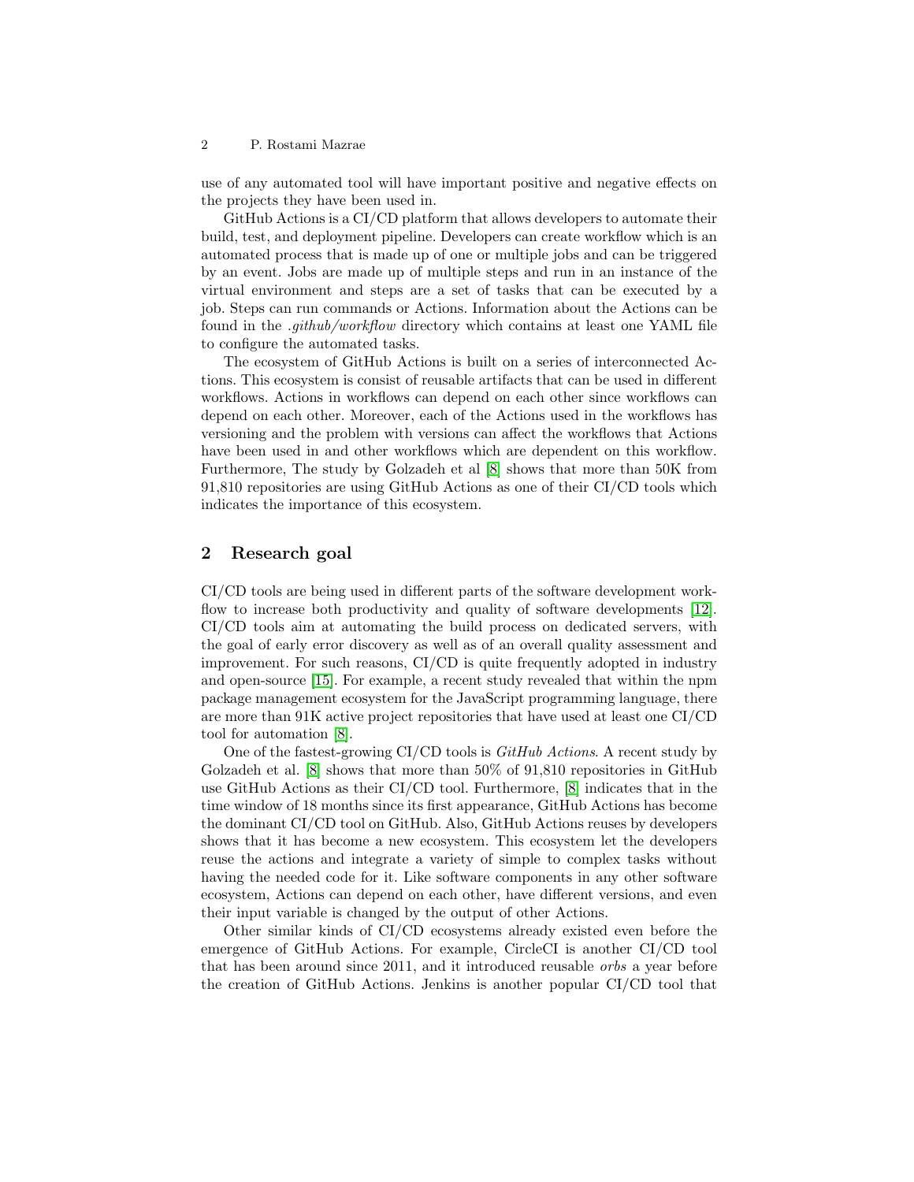use of any automated tool will have important positive and negative effects on the projects they have been used in.

GitHub Actions is a CI/CD platform that allows developers to automate their build, test, and deployment pipeline. Developers can create workflow which is an automated process that is made up of one or multiple jobs and can be triggered by an event. Jobs are made up of multiple steps and run in an instance of the virtual environment and steps are a set of tasks that can be executed by a job. Steps can run commands or Actions. Information about the Actions can be found in the *.github/workflow* directory which contains at least one YAML file to configure the automated tasks.

The ecosystem of GitHub Actions is built on a series of interconnected Actions. This ecosystem is consist of reusable artifacts that can be used in different workflows. Actions in workflows can depend on each other since workflows can depend on each other. Moreover, each of the Actions used in the workflows has versioning and the problem with versions can affect the workflows that Actions have been used in and other workflows which are dependent on this workflow. Furthermore, The study by Golzadeh et al [8] shows that more than 50K from 91,810 repositories are using GitHub Actions as one of their CI/CD tools which indicates the importance of this ecosystem.

## 2 Research goal

CI/CD tools are being used in different parts of the software development workflow to increase both productivity and quality of software developments [12]. CI/CD tools aim at automating the build process on dedicated servers, with the goal of early error discovery as well as of an overall quality assessment and improvement. For such reasons, CI/CD is quite frequently adopted in industry and open-source [15]. For example, a recent study revealed that within the npm package management ecosystem for the JavaScript programming language, there are more than 91K active project repositories that have used at least one CI/CD tool for automation [8].

One of the fastest-growing CI/CD tools is *GitHub Actions*. A recent study by Golzadeh et al. [8] shows that more than 50% of 91,810 repositories in GitHub use GitHub Actions as their CI/CD tool. Furthermore, [8] indicates that in the time window of 18 months since its first appearance, GitHub Actions has become the dominant CI/CD tool on GitHub. Also, GitHub Actions reuses by developers shows that it has become a new ecosystem. This ecosystem let the developers reuse the actions and integrate a variety of simple to complex tasks without having the needed code for it. Like software components in any other software ecosystem, Actions can depend on each other, have different versions, and even their input variable is changed by the output of other Actions.

Other similar kinds of CI/CD ecosystems already existed even before the emergence of GitHub Actions. For example, CircleCI is another CI/CD tool that has been around since 2011, and it introduced reusable *orbs* a year before the creation of GitHub Actions. Jenkins is another popular CI/CD tool that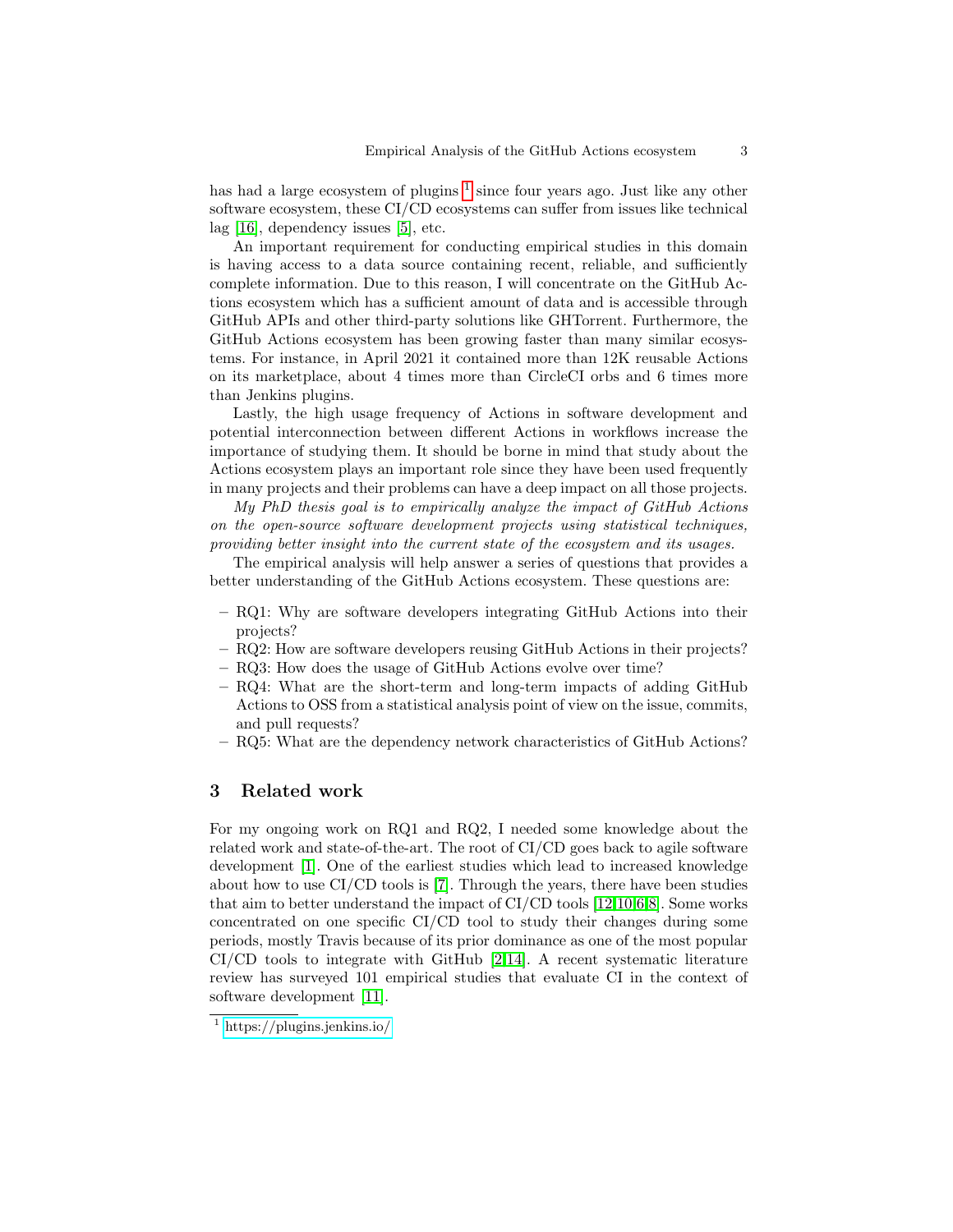has had a large ecosystem of plugins [1] since four years ago. Just like any other software ecosystem, these CI/CD ecosystems can suffer from issues like technical lag [16], dependency issues [5], etc.

An important requirement for conducting empirical studies in this domain is having access to a data source containing recent, reliable, and sufficiently complete information. Due to this reason, I will concentrate on the GitHub Actions ecosystem which has a sufficient amount of data and is accessible through GitHub APIs and other third-party solutions like GHTorrent. Furthermore, the GitHub Actions ecosystem has been growing faster than many similar ecosystems. For instance, in April 2021 it contained more than 12K reusable Actions on its marketplace, about 4 times more than CircleCI orbs and 6 times more than Jenkins plugins.

Lastly, the high usage frequency of Actions in software development and potential interconnection between different Actions in workflows increase the importance of studying them. It should be borne in mind that study about the Actions ecosystem plays an important role since they have been used frequently in many projects and their problems can have a deep impact on all those projects.

*My PhD thesis goal is to empirically analyze the impact of GitHub Actions on the open-source software development projects using statistical techniques, providing better insight into the current state of the ecosystem and its usages.*

The empirical analysis will help answer a series of questions that provides a better understanding of the GitHub Actions ecosystem. These questions are:

- RQ1: Why are software developers integrating GitHub Actions into their projects?
- RQ2: How are software developers reusing GitHub Actions in their projects?
- RQ3: How does the usage of GitHub Actions evolve over time?
- RQ4: What are the short-term and long-term impacts of adding GitHub Actions to OSS from a statistical analysis point of view on the issue, commits, and pull requests?
- RQ5: What are the dependency network characteristics of GitHub Actions?

## 3 Related work

For my ongoing work on RQ1 and RQ2, I needed some knowledge about the related work and state-of-the-art. The root of CI/CD goes back to agile software development [1]. One of the earliest studies which lead to increased knowledge about how to use CI/CD tools is [7]. Through the years, there have been studies that aim to better understand the impact of CI/CD tools [12,10,6,8]. Some works concentrated on one specific CI/CD tool to study their changes during some periods, mostly Travis because of its prior dominance as one of the most popular CI/CD tools to integrate with GitHub [2,14]. A recent systematic literature review has surveyed 101 empirical studies that evaluate CI in the context of software development [11].

[1] https://plugins.jenkins.io/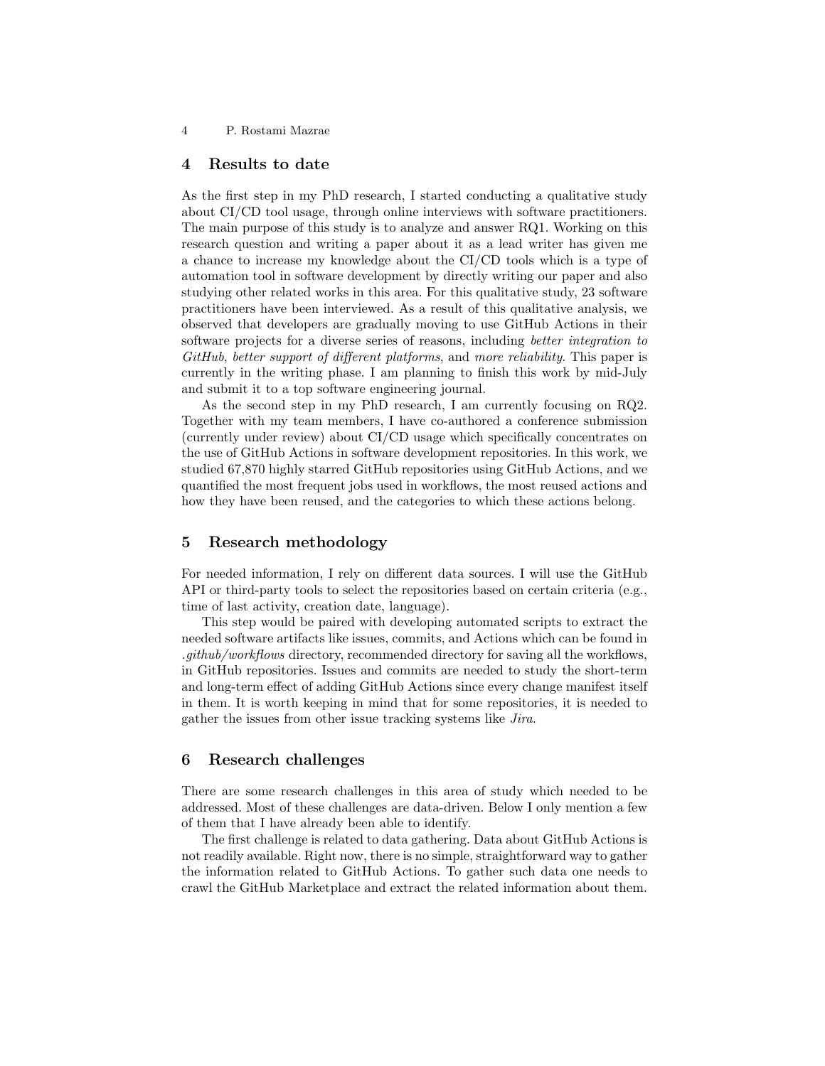## 4 Results to date

As the first step in my PhD research, I started conducting a qualitative study about CI/CD tool usage, through online interviews with software practitioners. The main purpose of this study is to analyze and answer RQ1. Working on this research question and writing a paper about it as a lead writer has given me a chance to increase my knowledge about the CI/CD tools which is a type of automation tool in software development by directly writing our paper and also studying other related works in this area. For this qualitative study, 23 software practitioners have been interviewed. As a result of this qualitative analysis, we observed that developers are gradually moving to use GitHub Actions in their software projects for a diverse series of reasons, including *better integration to GitHub*, *better support of different platforms*, and *more reliability*. This paper is currently in the writing phase. I am planning to finish this work by mid-July and submit it to a top software engineering journal.

As the second step in my PhD research, I am currently focusing on RQ2. Together with my team members, I have co-authored a conference submission (currently under review) about CI/CD usage which specifically concentrates on the use of GitHub Actions in software development repositories. In this work, we studied 67,870 highly starred GitHub repositories using GitHub Actions, and we quantified the most frequent jobs used in workflows, the most reused actions and how they have been reused, and the categories to which these actions belong.

## 5 Research methodology

For needed information, I rely on different data sources. I will use the GitHub API or third-party tools to select the repositories based on certain criteria (e.g., time of last activity, creation date, language).

This step would be paired with developing automated scripts to extract the needed software artifacts like issues, commits, and Actions which can be found in *.github/workflows* directory, recommended directory for saving all the workflows, in GitHub repositories. Issues and commits are needed to study the short-term and long-term effect of adding GitHub Actions since every change manifest itself in them. It is worth keeping in mind that for some repositories, it is needed to gather the issues from other issue tracking systems like *Jira*.

## 6 Research challenges

There are some research challenges in this area of study which needed to be addressed. Most of these challenges are data-driven. Below I only mention a few of them that I have already been able to identify.

The first challenge is related to data gathering. Data about GitHub Actions is not readily available. Right now, there is no simple, straightforward way to gather the information related to GitHub Actions. To gather such data one needs to crawl the GitHub Marketplace and extract the related information about them.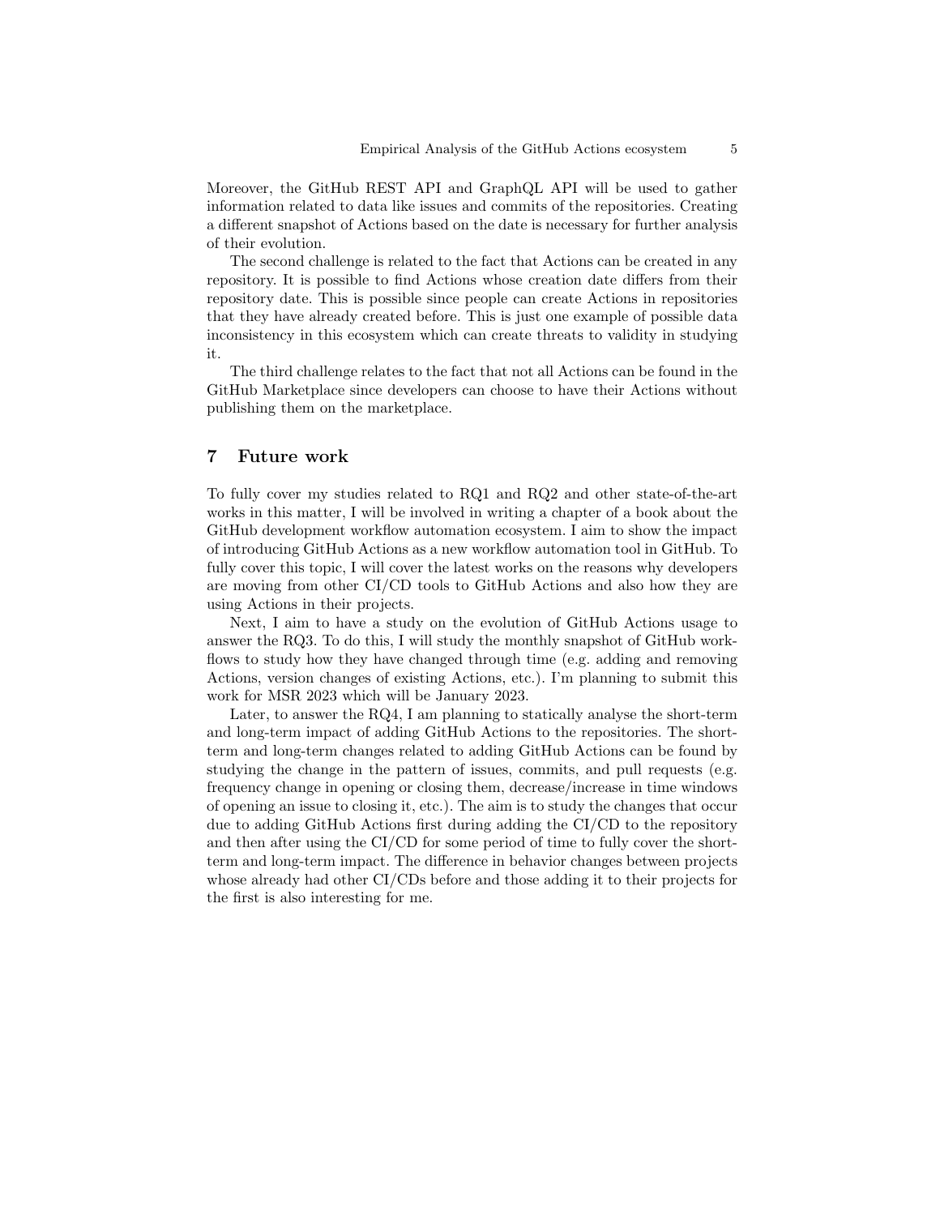Moreover, the GitHub REST API and GraphQL API will be used to gather information related to data like issues and commits of the repositories. Creating a different snapshot of Actions based on the date is necessary for further analysis of their evolution.

The second challenge is related to the fact that Actions can be created in any repository. It is possible to find Actions whose creation date differs from their repository date. This is possible since people can create Actions in repositories that they have already created before. This is just one example of possible data inconsistency in this ecosystem which can create threats to validity in studying it.

The third challenge relates to the fact that not all Actions can be found in the GitHub Marketplace since developers can choose to have their Actions without publishing them on the marketplace.

## 7 Future work

To fully cover my studies related to RQ1 and RQ2 and other state-of-the-art works in this matter, I will be involved in writing a chapter of a book about the GitHub development workflow automation ecosystem. I aim to show the impact of introducing GitHub Actions as a new workflow automation tool in GitHub. To fully cover this topic, I will cover the latest works on the reasons why developers are moving from other CI/CD tools to GitHub Actions and also how they are using Actions in their projects.

Next, I aim to have a study on the evolution of GitHub Actions usage to answer the RQ3. To do this, I will study the monthly snapshot of GitHub workflows to study how they have changed through time (e.g. adding and removing Actions, version changes of existing Actions, etc.). I'm planning to submit this work for MSR 2023 which will be January 2023.

Later, to answer the RQ4, I am planning to statically analyse the short-term and long-term impact of adding GitHub Actions to the repositories. The short-term and long-term changes related to adding GitHub Actions can be found by studying the change in the pattern of issues, commits, and pull requests (e.g. frequency change in opening or closing them, decrease/increase in time windows of opening an issue to closing it, etc.). The aim is to study the changes that occur due to adding GitHub Actions first during adding the CI/CD to the repository and then after using the CI/CD for some period of time to fully cover the short-term and long-term impact. The difference in behavior changes between projects whose already had other CI/CDs before and those adding it to their projects for the first is also interesting for me.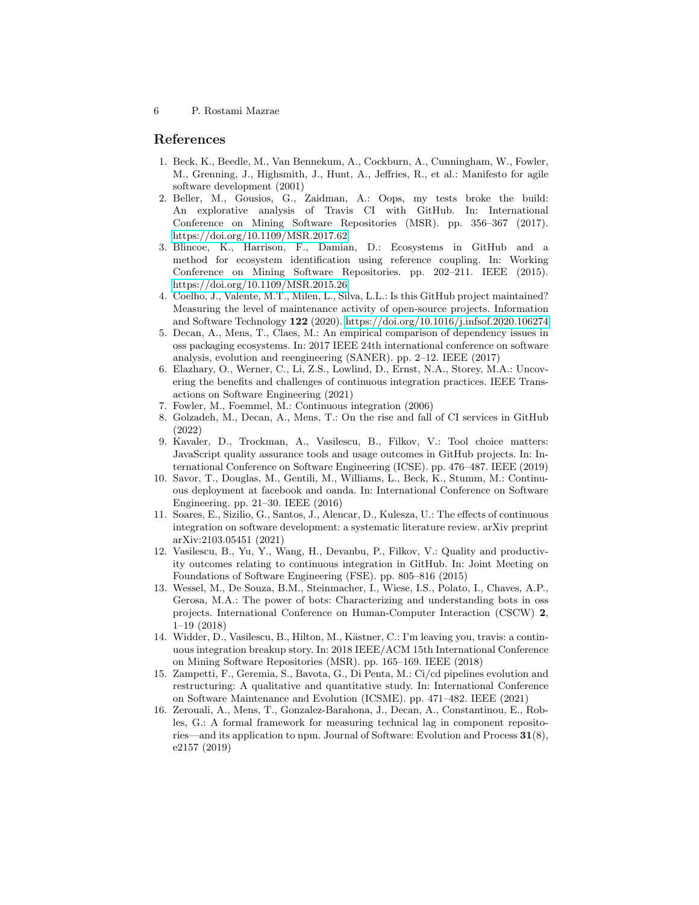## References

1. Beck, K., Beedle, M., Van Bennekum, A., Cockburn, A., Cunningham, W., Fowler, M., Grenning, J., Highsmith, J., Hunt, A., Jeffries, R., et al.: Manifesto for agile software development (2001)
2. Beller, M., Gousios, G., Zaidman, A.: Oops, my tests broke the build: An explorative analysis of Travis CI with GitHub. In: International Conference on Mining Software Repositories (MSR). pp. 356–367 (2017). https://doi.org/10.1109/MSR.2017.62
3. Blincoe, K., Harrison, F., Damian, D.: Ecosystems in GitHub and a method for ecosystem identification using reference coupling. In: Working Conference on Mining Software Repositories. pp. 202–211. IEEE (2015). https://doi.org/10.1109/MSR.2015.26
4. Coelho, J., Valente, M.T., Milen, L., Silva, L.L.: Is this GitHub project maintained? Measuring the level of maintenance activity of open-source projects. Information and Software Technology **122** (2020). https://doi.org/10.1016/j.infsof.2020.106274
5. Decan, A., Mens, T., Claes, M.: An empirical comparison of dependency issues in oss packaging ecosystems. In: 2017 IEEE 24th international conference on software analysis, evolution and reengineering (SANER). pp. 2–12. IEEE (2017)
6. Elazhary, O., Werner, C., Li, Z.S., Lowlind, D., Ernst, N.A., Storey, M.A.: Uncovering the benefits and challenges of continuous integration practices. IEEE Transactions on Software Engineering (2021)
7. Fowler, M., Foemmel, M.: Continuous integration (2006)
8. Golzadeh, M., Decan, A., Mens, T.: On the rise and fall of CI services in GitHub (2022)
9. Kavaler, D., Trockman, A., Vasilescu, B., Filkov, V.: Tool choice matters: JavaScript quality assurance tools and usage outcomes in GitHub projects. In: International Conference on Software Engineering (ICSE). pp. 476–487. IEEE (2019)
10. Savor, T., Douglas, M., Gentili, M., Williams, L., Beck, K., Stumm, M.: Continuous deployment at facebook and oanda. In: International Conference on Software Engineering. pp. 21–30. IEEE (2016)
11. Soares, E., Sizilio, G., Santos, J., Alencar, D., Kulesza, U.: The effects of continuous integration on software development: a systematic literature review. arXiv preprint arXiv:2103.05451 (2021)
12. Vasilescu, B., Yu, Y., Wang, H., Devanbu, P., Filkov, V.: Quality and productivity outcomes relating to continuous integration in GitHub. In: Joint Meeting on Foundations of Software Engineering (FSE). pp. 805–816 (2015)
13. Wessel, M., De Souza, B.M., Steinmacher, I., Wiese, I.S., Polato, I., Chaves, A.P., Gerosa, M.A.: The power of bots: Characterizing and understanding bots in oss projects. International Conference on Human-Computer Interaction (CSCW) **2**, 1–19 (2018)
14. Widder, D., Vasilescu, B., Hilton, M., Kästner, C.: I'm leaving you, travis: a continuous integration breakup story. In: 2018 IEEE/ACM 15th International Conference on Mining Software Repositories (MSR). pp. 165–169. IEEE (2018)
15. Zampetti, F., Geremia, S., Bavota, G., Di Penta, M.: Ci/cd pipelines evolution and restructuring: A qualitative and quantitative study. In: International Conference on Software Maintenance and Evolution (ICSME). pp. 471–482. IEEE (2021)
16. Zerouali, A., Mens, T., Gonzalez-Barahona, J., Decan, A., Constantinou, E., Robles, G.: A formal framework for measuring technical lag in component repositories—and its application to npm. Journal of Software: Evolution and Process **31**(8), e2157 (2019)